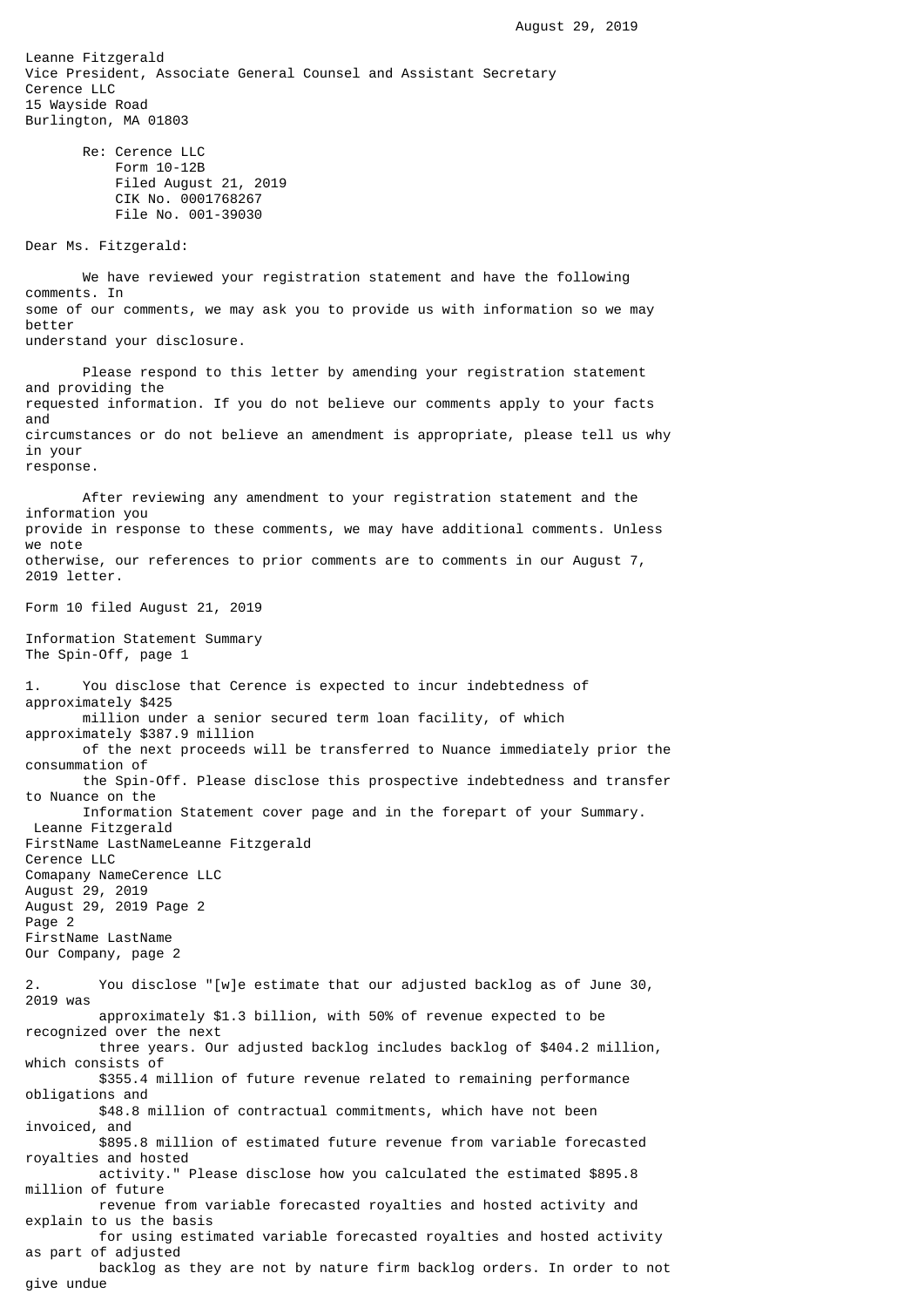August 29, 2019

Leanne Fitzgerald
Vice President, Associate General Counsel and Assistant Secretary
Cerence LLC
15 Wayside Road
Burlington, MA 01803

Re: Cerence LLC
Form 10-12B
Filed August 21, 2019
CIK No. 0001768267
File No. 001-39030

Dear Ms. Fitzgerald:

We have reviewed your registration statement and have the following comments. In some of our comments, we may ask you to provide us with information so we may better understand your disclosure.

Please respond to this letter by amending your registration statement and providing the requested information. If you do not believe our comments apply to your facts and circumstances or do not believe an amendment is appropriate, please tell us why in your response.

After reviewing any amendment to your registration statement and the information you provide in response to these comments, we may have additional comments. Unless we note otherwise, our references to prior comments are to comments in our August 7, 2019 letter.

Form 10 filed August 21, 2019

Information Statement Summary
The Spin-Off, page 1

1. You disclose that Cerence is expected to incur indebtedness of approximately $425 million under a senior secured term loan facility, of which approximately $387.9 million of the next proceeds will be transferred to Nuance immediately prior the consummation of the Spin-Off. Please disclose this prospective indebtedness and transfer to Nuance on the Information Statement cover page and in the forepart of your Summary.

Our Company, page 2

2. You disclose "[w]e estimate that our adjusted backlog as of June 30, 2019 was approximately $1.3 billion, with 50% of revenue expected to be recognized over the next three years. Our adjusted backlog includes backlog of $404.2 million, which consists of $355.4 million of future revenue related to remaining performance obligations and $48.8 million of contractual commitments, which have not been invoiced, and $895.8 million of estimated future revenue from variable forecasted royalties and hosted activity." Please disclose how you calculated the estimated $895.8 million of future revenue from variable forecasted royalties and hosted activity and explain to us the basis for using estimated variable forecasted royalties and hosted activity as part of adjusted backlog as they are not by nature firm backlog orders. In order to not give undue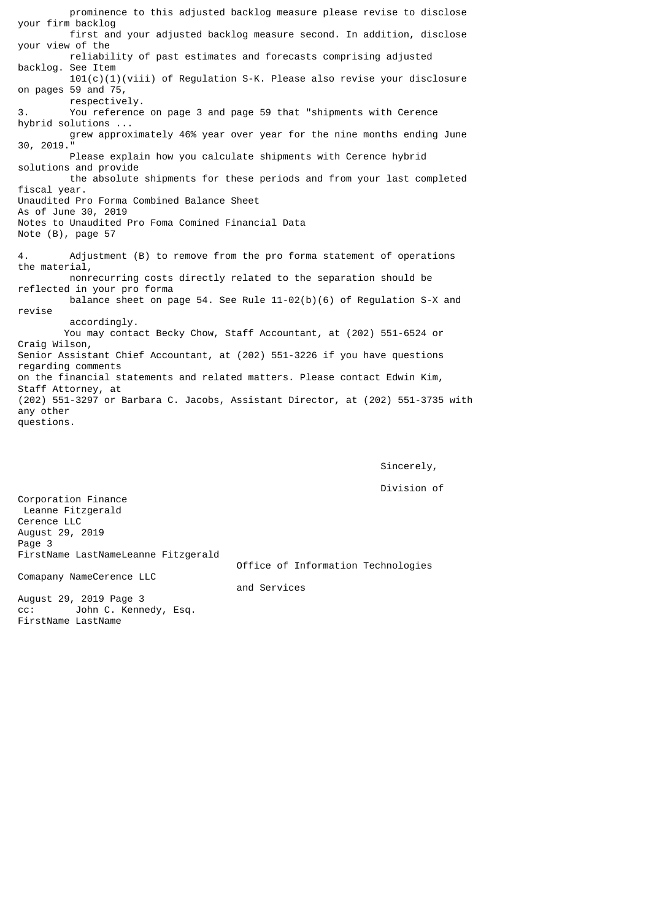prominence to this adjusted backlog measure please revise to disclose your firm backlog first and your adjusted backlog measure second. In addition, disclose your view of the reliability of past estimates and forecasts comprising adjusted backlog. See Item 101(c)(1)(viii) of Regulation S-K. Please also revise your disclosure on pages 59 and 75, respectively.

3. You reference on page 3 and page 59 that "shipments with Cerence hybrid solutions ... grew approximately 46% year over year for the nine months ending June 30, 2019." Please explain how you calculate shipments with Cerence hybrid solutions and provide the absolute shipments for these periods and from your last completed fiscal year.

Unaudited Pro Forma Combined Balance Sheet
As of June 30, 2019
Notes to Unaudited Pro Foma Comined Financial Data
Note (B), page 57

4. Adjustment (B) to remove from the pro forma statement of operations the material, nonrecurring costs directly related to the separation should be reflected in your pro forma balance sheet on page 54. See Rule 11-02(b)(6) of Regulation S-X and revise accordingly.

You may contact Becky Chow, Staff Accountant, at (202) 551-6524 or Craig Wilson, Senior Assistant Chief Accountant, at (202) 551-3226 if you have questions regarding comments on the financial statements and related matters. Please contact Edwin Kim, Staff Attorney, at (202) 551-3297 or Barbara C. Jacobs, Assistant Director, at (202) 551-3735 with any other questions.

Sincerely,

Division of Corporation Finance

Office of Information Technologies and Services

cc: John C. Kennedy, Esq.